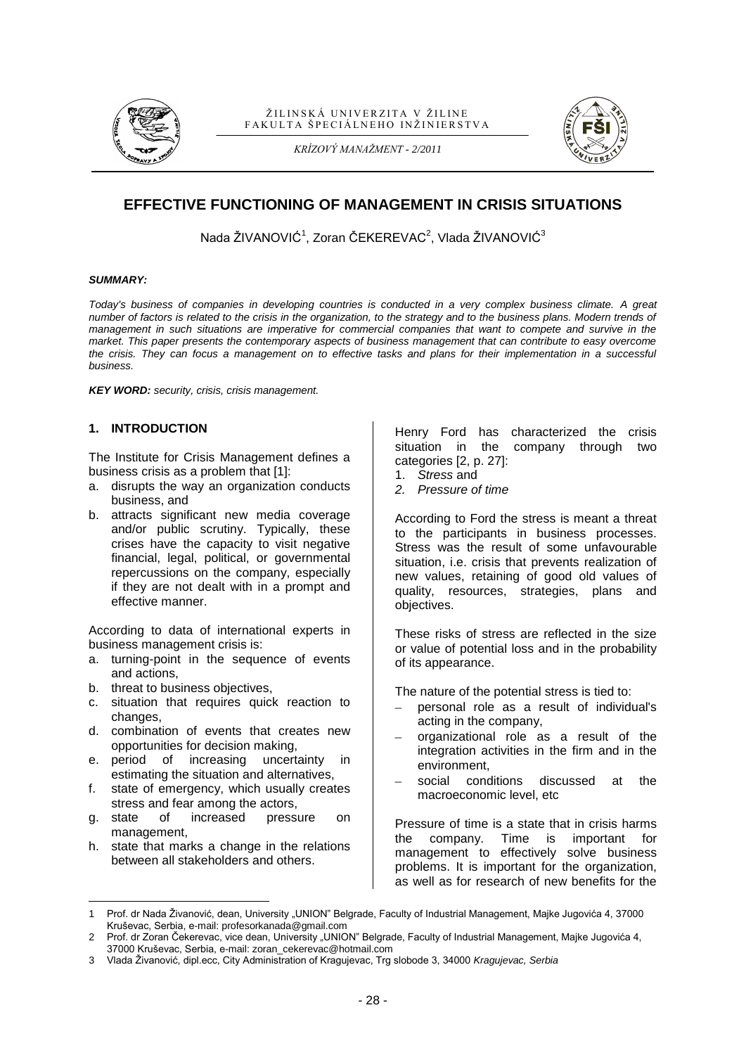# EFFECTIVE FUNCTIONING OF MANAGEMENT IN CRISIS SITUATIONS

Nada ŽIVANOVIĆ[1], Zoran ČEKEREVAC[2], Vlada ŽIVANOVIĆ[3]

***SUMMARY:***

*Today's business of companies in developing countries is conducted in a very complex business climate. A great number of factors is related to the crisis in the organization, to the strategy and to the business plans. Modern trends of management in such situations are imperative for commercial companies that want to compete and survive in the market. This paper presents the contemporary aspects of business management that can contribute to easy overcome the crisis. They can focus a management on to effective tasks and plans for their implementation in a successful business.*

***KEY WORD:*** *security, crisis, crisis management.*

## 1. INTRODUCTION

The Institute for Crisis Management defines a business crisis as a problem that [1]:

a. disrupts the way an organization conducts business, and
b. attracts significant new media coverage and/or public scrutiny. Typically, these crises have the capacity to visit negative financial, legal, political, or governmental repercussions on the company, especially if they are not dealt with in a prompt and effective manner.

According to data of international experts in business management crisis is:

a. turning-point in the sequence of events and actions,
b. threat to business objectives,
c. situation that requires quick reaction to changes,
d. combination of events that creates new opportunities for decision making,
e. period of increasing uncertainty in estimating the situation and alternatives,
f. state of emergency, which usually creates stress and fear among the actors,
g. state of increased pressure on management,
h. state that marks a change in the relations between all stakeholders and others.

Henry Ford has characterized the crisis situation in the company through two categories [2, p. 27]:

1. *Stress* and
2. *Pressure of time*

According to Ford the stress is meant a threat to the participants in business processes. Stress was the result of some unfavourable situation, i.e. crisis that prevents realization of new values, retaining of good old values of quality, resources, strategies, plans and objectives.

These risks of stress are reflected in the size or value of potential loss and in the probability of its appearance.

The nature of the potential stress is tied to:

- personal role as a result of individual's acting in the company,
- organizational role as a result of the integration activities in the firm and in the environment,
- social conditions discussed at the macroeconomic level, etc

Pressure of time is a state that in crisis harms the company. Time is important for management to effectively solve business problems. It is important for the organization, as well as for research of new benefits for the

---

1 Prof. dr Nada Živanović, dean, University „UNION" Belgrade, Faculty of Industrial Management, Majke Jugovića 4, 37000 Kruševac, Serbia, e-mail: profesorkanada@gmail.com

2 Prof. dr Zoran Čekerevac, vice dean, University „UNION" Belgrade, Faculty of Industrial Management, Majke Jugovića 4, 37000 Kruševac, Serbia, e-mail: zoran_cekerevac@hotmail.com

3 Vlada Živanović, dipl.ecc, City Administration of Kragujevac, Trg slobode 3, 34000 *Kragujevac, Serbia*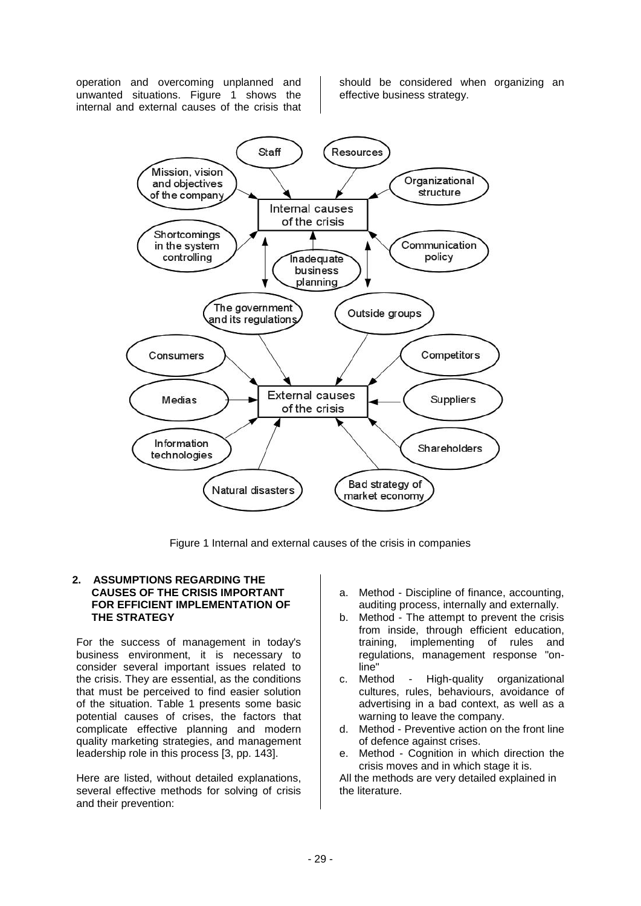operation and overcoming unplanned and unwanted situations. Figure 1 shows the internal and external causes of the crisis that should be considered when organizing an effective business strategy.

Figure 1 Internal and external causes of the crisis in companies

## 2. ASSUMPTIONS REGARDING THE CAUSES OF THE CRISIS IMPORTANT FOR EFFICIENT IMPLEMENTATION OF THE STRATEGY

For the success of management in today's business environment, it is necessary to consider several important issues related to the crisis. They are essential, as the conditions that must be perceived to find easier solution of the situation. Table 1 presents some basic potential causes of crises, the factors that complicate effective planning and modern quality marketing strategies, and management leadership role in this process [3, pp. 143].

Here are listed, without detailed explanations, several effective methods for solving of crisis and their prevention:

a. Method - Discipline of finance, accounting, auditing process, internally and externally.
b. Method - The attempt to prevent the crisis from inside, through efficient education, training, implementing of rules and regulations, management response "on-line"
c. Method - High-quality organizational cultures, rules, behaviours, avoidance of advertising in a bad context, as well as a warning to leave the company.
d. Method - Preventive action on the front line of defence against crises.
e. Method - Cognition in which direction the crisis moves and in which stage it is.

All the methods are very detailed explained in the literature.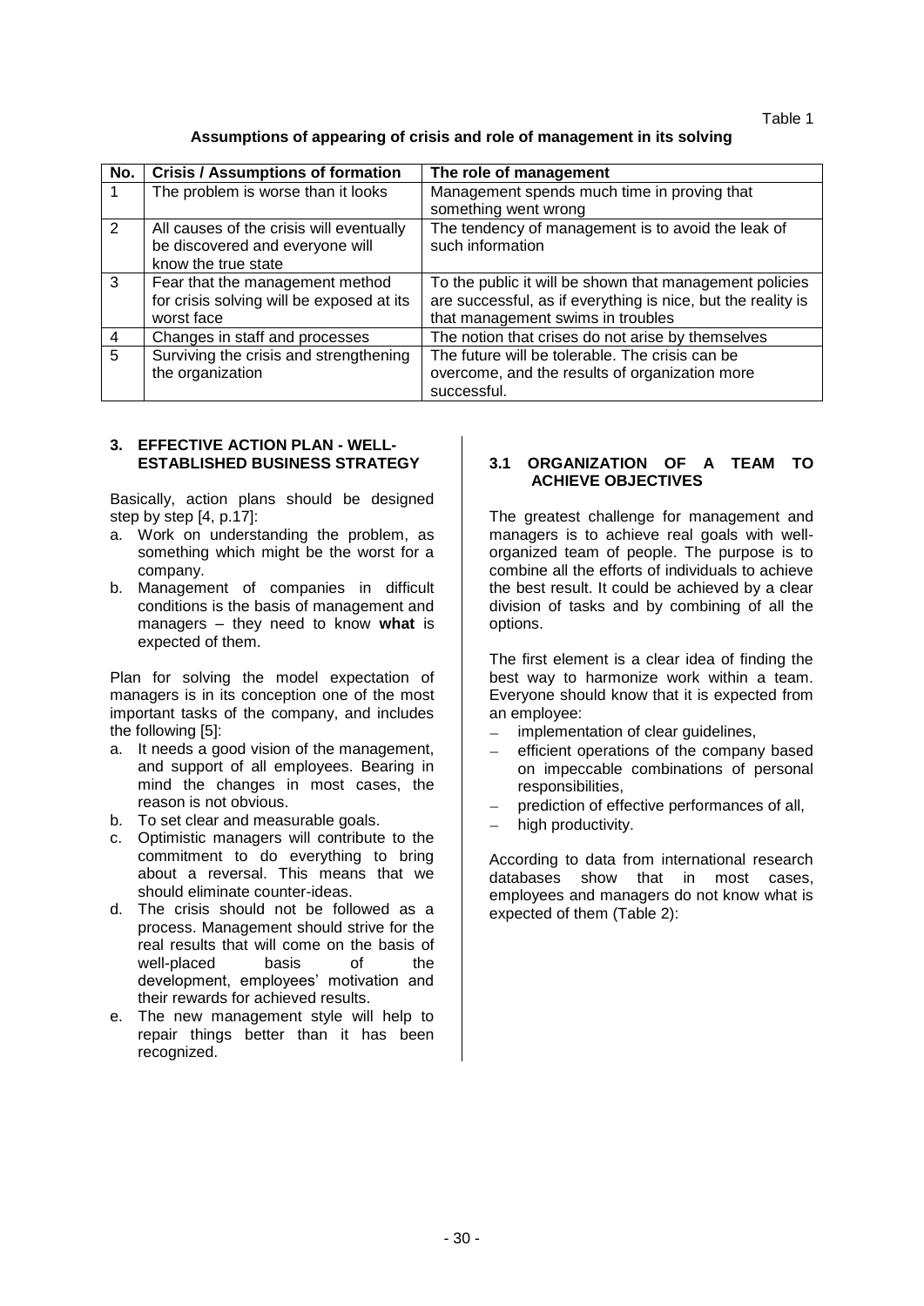Table 1

**Assumptions of appearing of crisis and role of management in its solving**

| No. | Crisis / Assumptions of formation | The role of management |
|---|---|---|
| 1 | The problem is worse than it looks | Management spends much time in proving that something went wrong |
| 2 | All causes of the crisis will eventually be discovered and everyone will know the true state | The tendency of management is to avoid the leak of such information |
| 3 | Fear that the management method for crisis solving will be exposed at its worst face | To the public it will be shown that management policies are successful, as if everything is nice, but the reality is that management swims in troubles |
| 4 | Changes in staff and processes | The notion that crises do not arise by themselves |
| 5 | Surviving the crisis and strengthening the organization | The future will be tolerable. The crisis can be overcome, and the results of organization more successful. |

## 3. EFFECTIVE ACTION PLAN - WELL-ESTABLISHED BUSINESS STRATEGY

Basically, action plans should be designed step by step [4, p.17]:

a. Work on understanding the problem, as something which might be the worst for a company.
b. Management of companies in difficult conditions is the basis of management and managers – they need to know **what** is expected of them.

Plan for solving the model expectation of managers is in its conception one of the most important tasks of the company, and includes the following [5]:

a. It needs a good vision of the management, and support of all employees. Bearing in mind the changes in most cases, the reason is not obvious.
b. To set clear and measurable goals.
c. Optimistic managers will contribute to the commitment to do everything to bring about a reversal. This means that we should eliminate counter-ideas.
d. The crisis should not be followed as a process. Management should strive for the real results that will come on the basis of well-placed basis of the development, employees' motivation and their rewards for achieved results.
e. The new management style will help to repair things better than it has been recognized.

### 3.1 ORGANIZATION OF A TEAM TO ACHIEVE OBJECTIVES

The greatest challenge for management and managers is to achieve real goals with well-organized team of people. The purpose is to combine all the efforts of individuals to achieve the best result. It could be achieved by a clear division of tasks and by combining of all the options.

The first element is a clear idea of finding the best way to harmonize work within a team. Everyone should know that it is expected from an employee:

- implementation of clear guidelines,
- efficient operations of the company based on impeccable combinations of personal responsibilities,
- prediction of effective performances of all,
- high productivity.

According to data from international research databases show that in most cases, employees and managers do not know what is expected of them (Table 2):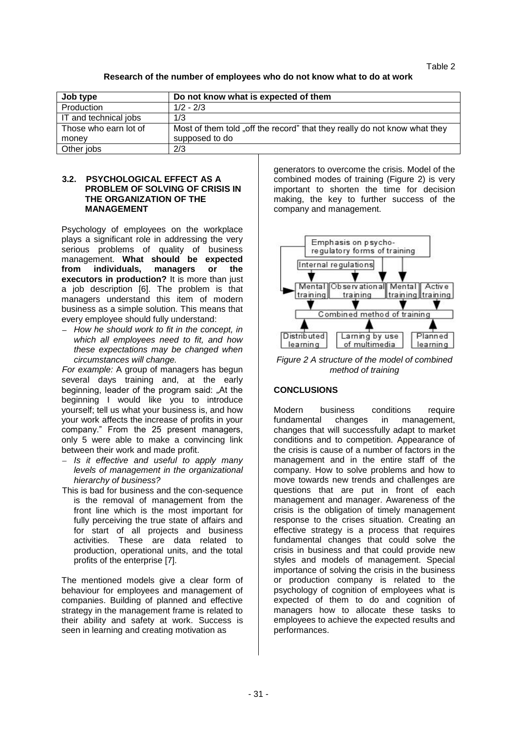Table 2

**Research of the number of employees who do not know what to do at work**

| Job type | Do not know what is expected of them |
|---|---|
| Production | 1/2 - 2/3 |
| IT and technical jobs | 1/3 |
| Those who earn lot of money | Most of them told „off the record" that they really do not know what they supposed to do |
| Other jobs | 2/3 |

### 3.2. PSYCHOLOGICAL EFFECT AS A PROBLEM OF SOLVING OF CRISIS IN THE ORGANIZATION OF THE MANAGEMENT

Psychology of employees on the workplace plays a significant role in addressing the very serious problems of quality of business management. **What should be expected from individuals, managers or the executors in production?** It is more than just a job description [6]. The problem is that managers understand this item of modern business as a simple solution. This means that every employee should fully understand:

- *How he should work to fit in the concept, in which all employees need to fit, and how these expectations may be changed when circumstances will change.*

*For example:* A group of managers has begun several days training and, at the early beginning, leader of the program said: „At the beginning I would like you to introduce yourself; tell us what your business is, and how your work affects the increase of profits in your company." From the 25 present managers, only 5 were able to make a convincing link between their work and made profit.

- *Is it effective and useful to apply many levels of management in the organizational hierarchy of business?*

This is bad for business and the con-sequence is the removal of management from the front line which is the most important for fully perceiving the true state of affairs and for start of all projects and business activities. These are data related to production, operational units, and the total profits of the enterprise [7].

The mentioned models give a clear form of behaviour for employees and management of companies. Building of planned and effective strategy in the management frame is related to their ability and safety at work. Success is seen in learning and creating motivation as generators to overcome the crisis. Model of the combined modes of training (Figure 2) is very important to shorten the time for decision making, the key to further success of the company and management.

*Figure 2 A structure of the model of combined method of training*

## CONCLUSIONS

Modern business conditions require fundamental changes in management, changes that will successfully adapt to market conditions and to competition. Appearance of the crisis is cause of a number of factors in the management and in the entire staff of the company. How to solve problems and how to move towards new trends and challenges are questions that are put in front of each management and manager. Awareness of the crisis is the obligation of timely management response to the crises situation. Creating an effective strategy is a process that requires fundamental changes that could solve the crisis in business and that could provide new styles and models of management. Special importance of solving the crisis in the business or production company is related to the psychology of cognition of employees what is expected of them to do and cognition of managers how to allocate these tasks to employees to achieve the expected results and performances.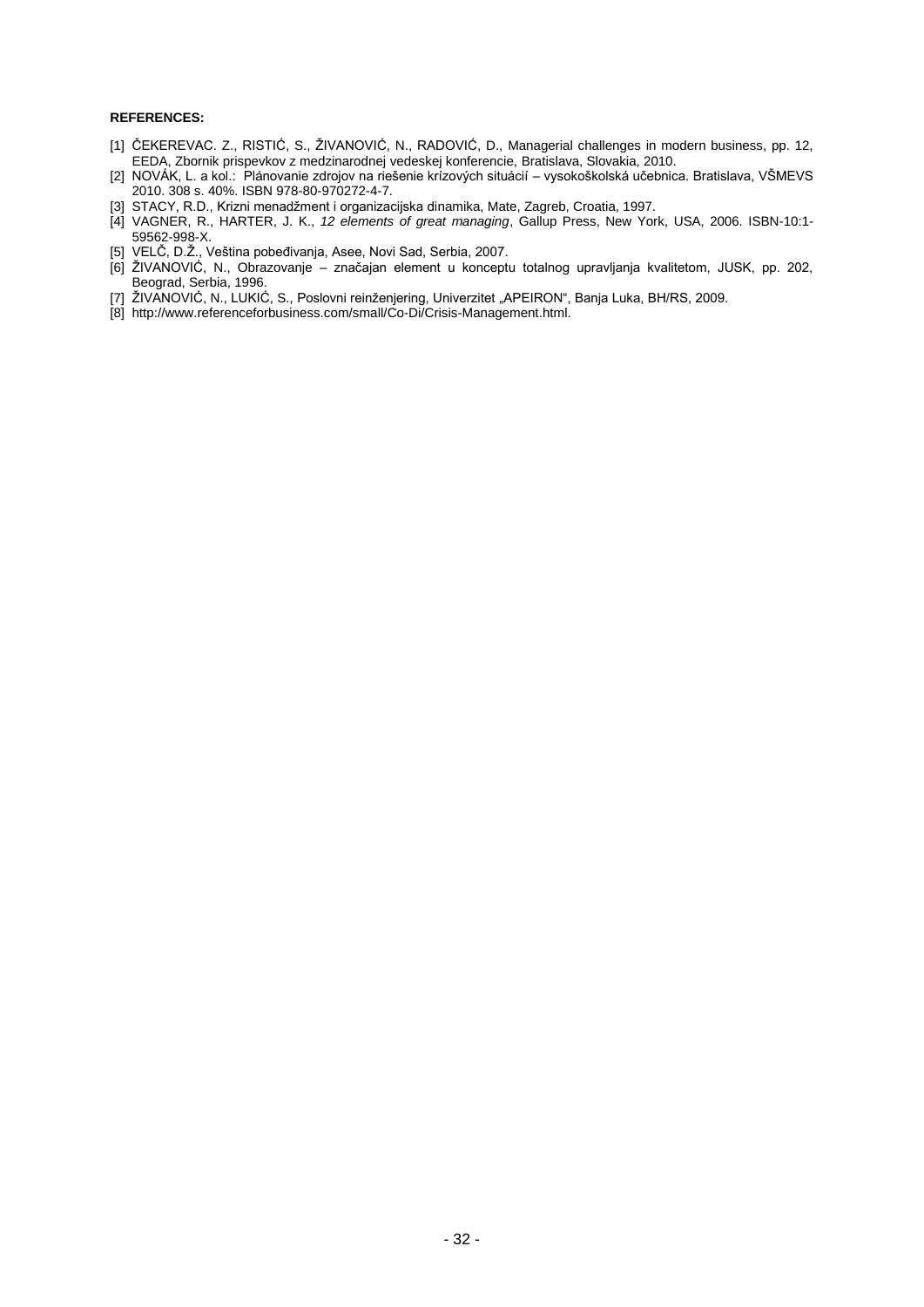**REFERENCES:**

[1] ČEKEREVAC. Z., RISTIĆ, S., ŽIVANOVIĆ, N., RADOVIĆ, D., Managerial challenges in modern business, pp. 12, EEDA, Zbornik prispevkov z medzinarodnej vedeskej konferencie, Bratislava, Slovakia, 2010.
[2] NOVÁK, L. a kol.: Plánovanie zdrojov na riešenie krízových situácií – vysokoškolská učebnica. Bratislava, VŠMEVS 2010. 308 s. 40%. ISBN 978-80-970272-4-7.
[3] STACY, R.D., Krizni menadžment i organizacijska dinamika, Mate, Zagreb, Croatia, 1997.
[4] VAGNER, R., HARTER, J. K., *12 elements of great managing*, Gallup Press, New York, USA, 2006. ISBN-10:1-59562-998-X.
[5] VELČ, D.Ž., Veština pobeđivanja, Asee, Novi Sad, Serbia, 2007.
[6] ŽIVANOVIĆ, N., Obrazovanje – značajan element u konceptu totalnog upravljanja kvalitetom, JUSK, pp. 202, Beograd, Serbia, 1996.
[7] ŽIVANOVIĆ, N., LUKIĆ, S., Poslovni reinženjering, Univerzitet „APEIRON", Banja Luka, BH/RS, 2009.
[8] http://www.referenceforbusiness.com/small/Co-Di/Crisis-Management.html.